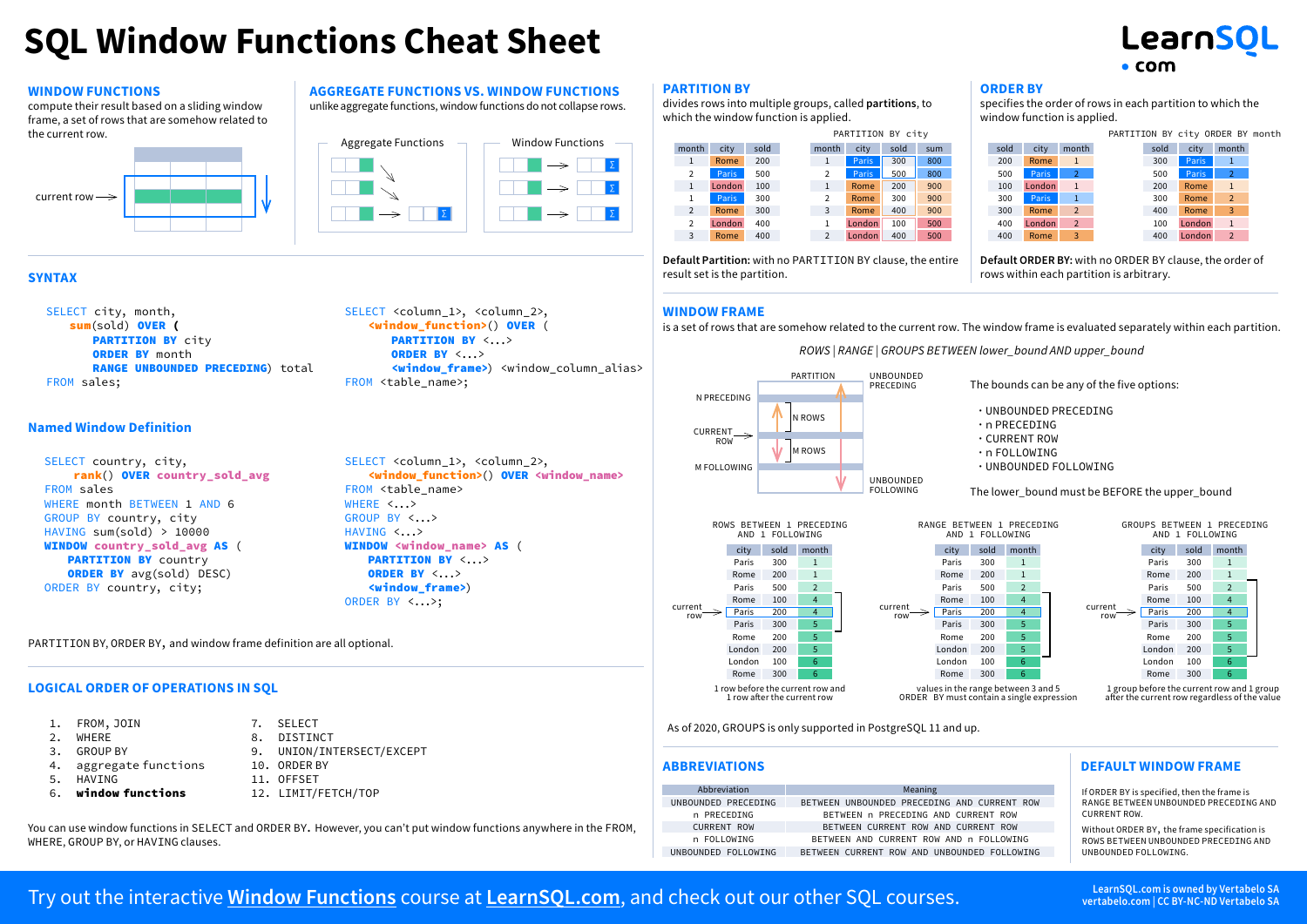# SQL Window Functions Cheat Sheet

LearnSQL.com

## WINDOW FUNCTIONS

compute their result based on a sliding window frame, a set of rows that are somehow related to the current row.

current row

## AGGREGATE FUNCTIONS VS. WINDOW FUNCTIONS

unlike aggregate functions, window functions do not collapse rows.

Aggregate Functions | Window Functions

## SYNTAX

```
SELECT city, month,
    sum(sold) OVER (
        PARTITION BY city
        ORDER BY month
        RANGE UNBOUNDED PRECEDING) total
FROM sales;
```

```
SELECT <column_1>, <column_2>,
    <window_function>() OVER (
        PARTITION BY <...>
        ORDER BY <...>
        <window_frame>) <window_column_alias>
FROM <table_name>;
```

### Named Window Definition

```
SELECT country, city,
    rank() OVER country_sold_avg
FROM sales
WHERE month BETWEEN 1 AND 6
GROUP BY country, city
HAVING sum(sold) > 10000
WINDOW country_sold_avg AS (
    PARTITION BY country
    ORDER BY avg(sold) DESC)
ORDER BY country, city;
```

```
SELECT <column_1>, <column_2>,
    <window_function>() OVER <window_name>
FROM <table_name>
WHERE <...>
GROUP BY <...>
HAVING <...>
WINDOW <window_name> AS (
    PARTITION BY <...>
    ORDER BY <...>
    <window_frame>)
ORDER BY <...>;
```

PARTITION BY, ORDER BY, and window frame definition are all optional.

## LOGICAL ORDER OF OPERATIONS IN SQL

1. FROM, JOIN
2. WHERE
3. GROUP BY
4. aggregate functions
5. HAVING
6. **window functions**
7. SELECT
8. DISTINCT
9. UNION/INTERSECT/EXCEPT
10. ORDER BY
11. OFFSET
12. LIMIT/FETCH/TOP

You can use window functions in SELECT and ORDER BY. However, you can't put window functions anywhere in the FROM, WHERE, GROUP BY, or HAVING clauses.

## PARTITION BY

divides rows into multiple groups, called **partitions**, to which the window function is applied.

| month | city | sold |
|---|---|---|
| 1 | Rome | 200 |
| 2 | Paris | 500 |
| 1 | London | 100 |
| 1 | Paris | 300 |
| 2 | Rome | 300 |
| 2 | London | 400 |
| 3 | Rome | 400 |

PARTITION BY city

| month | city | sold | sum |
|---|---|---|---|
| 1 | Paris | 300 | 800 |
| 2 | Paris | 500 | 800 |
| 1 | Rome | 200 | 900 |
| 2 | Rome | 300 | 900 |
| 3 | Rome | 400 | 900 |
| 1 | London | 100 | 500 |
| 2 | London | 400 | 500 |

**Default Partition:** with no PARTITION BY clause, the entire result set is the partition.

## ORDER BY

specifies the order of rows in each partition to which the window function is applied.

| sold | city | month |
|---|---|---|
| 200 | Rome | 1 |
| 500 | Paris | 2 |
| 100 | London | 1 |
| 300 | Paris | 1 |
| 300 | Rome | 2 |
| 400 | London | 2 |
| 400 | Rome | 3 |

PARTITION BY city ORDER BY month

| sold | city | month |
|---|---|---|
| 300 | Paris | 1 |
| 500 | Paris | 2 |
| 200 | Rome | 1 |
| 300 | Rome | 2 |
| 400 | Rome | 3 |
| 100 | London | 1 |
| 400 | London | 2 |

**Default ORDER BY:** with no ORDER BY clause, the order of rows within each partition is arbitrary.

## WINDOW FRAME

is a set of rows that are somehow related to the current row. The window frame is evaluated separately within each partition.

*ROWS | RANGE | GROUPS BETWEEN lower_bound AND upper_bound*

PARTITION — UNBOUNDED PRECEDING — N PRECEDING — N ROWS — CURRENT ROW — M ROWS — M FOLLOWING — UNBOUNDED FOLLOWING

The bounds can be any of the five options:

- UNBOUNDED PRECEDING
- n PRECEDING
- CURRENT ROW
- n FOLLOWING
- UNBOUNDED FOLLOWING

The lower_bound must be BEFORE the upper_bound

ROWS BETWEEN 1 PRECEDING AND 1 FOLLOWING

| city | sold | month |
|---|---|---|
| Paris | 300 | 1 |
| Rome | 200 | 1 |
| Paris | 500 | 2 |
| Rome | 100 | 4 |
| Paris (current row) | 200 | 4 |
| Paris | 300 | 5 |
| Rome | 200 | 5 |
| London | 200 | 5 |
| London | 100 | 6 |
| Rome | 300 | 6 |

1 row before the current row and 1 row after the current row

RANGE BETWEEN 1 PRECEDING AND 1 FOLLOWING

| city | sold | month |
|---|---|---|
| Paris | 300 | 1 |
| Rome | 200 | 1 |
| Paris | 500 | 2 |
| Rome | 100 | 4 |
| Paris (current row) | 200 | 4 |
| Paris | 300 | 5 |
| Rome | 200 | 5 |
| London | 200 | 5 |
| London | 100 | 6 |
| Rome | 300 | 6 |

values in the range between 3 and 5 ORDER BY must contain a single expression

GROUPS BETWEEN 1 PRECEDING AND 1 FOLLOWING

| city | sold | month |
|---|---|---|
| Paris | 300 | 1 |
| Rome | 200 | 1 |
| Paris | 500 | 2 |
| Rome | 100 | 4 |
| Paris (current row) | 200 | 4 |
| Paris | 300 | 5 |
| Rome | 200 | 5 |
| London | 200 | 5 |
| London | 100 | 6 |
| Rome | 300 | 6 |

1 group before the current row and 1 group after the current row regardless of the value

As of 2020, GROUPS is only supported in PostgreSQL 11 and up.

## ABBREVIATIONS

| Abbreviation | Meaning |
|---|---|
| UNBOUNDED PRECEDING | BETWEEN UNBOUNDED PRECEDING AND CURRENT ROW |
| n PRECEDING | BETWEEN n PRECEDING AND CURRENT ROW |
| CURRENT ROW | BETWEEN CURRENT ROW AND CURRENT ROW |
| n FOLLOWING | BETWEEN AND CURRENT ROW AND n FOLLOWING |
| UNBOUNDED FOLLOWING | BETWEEN CURRENT ROW AND UNBOUNDED FOLLOWING |

## DEFAULT WINDOW FRAME

If ORDER BY is specified, then the frame is RANGE BETWEEN UNBOUNDED PRECEDING AND CURRENT ROW.

Without ORDER BY, the frame specification is ROWS BETWEEN UNBOUNDED PRECEDING AND UNBOUNDED FOLLOWING.

Try out the interactive **Window Functions** course at **LearnSQL.com**, and check out our other SQL courses.

LearnSQL.com is owned by Vertabelo SA
vertabelo.com | CC BY-NC-ND Vertabelo SA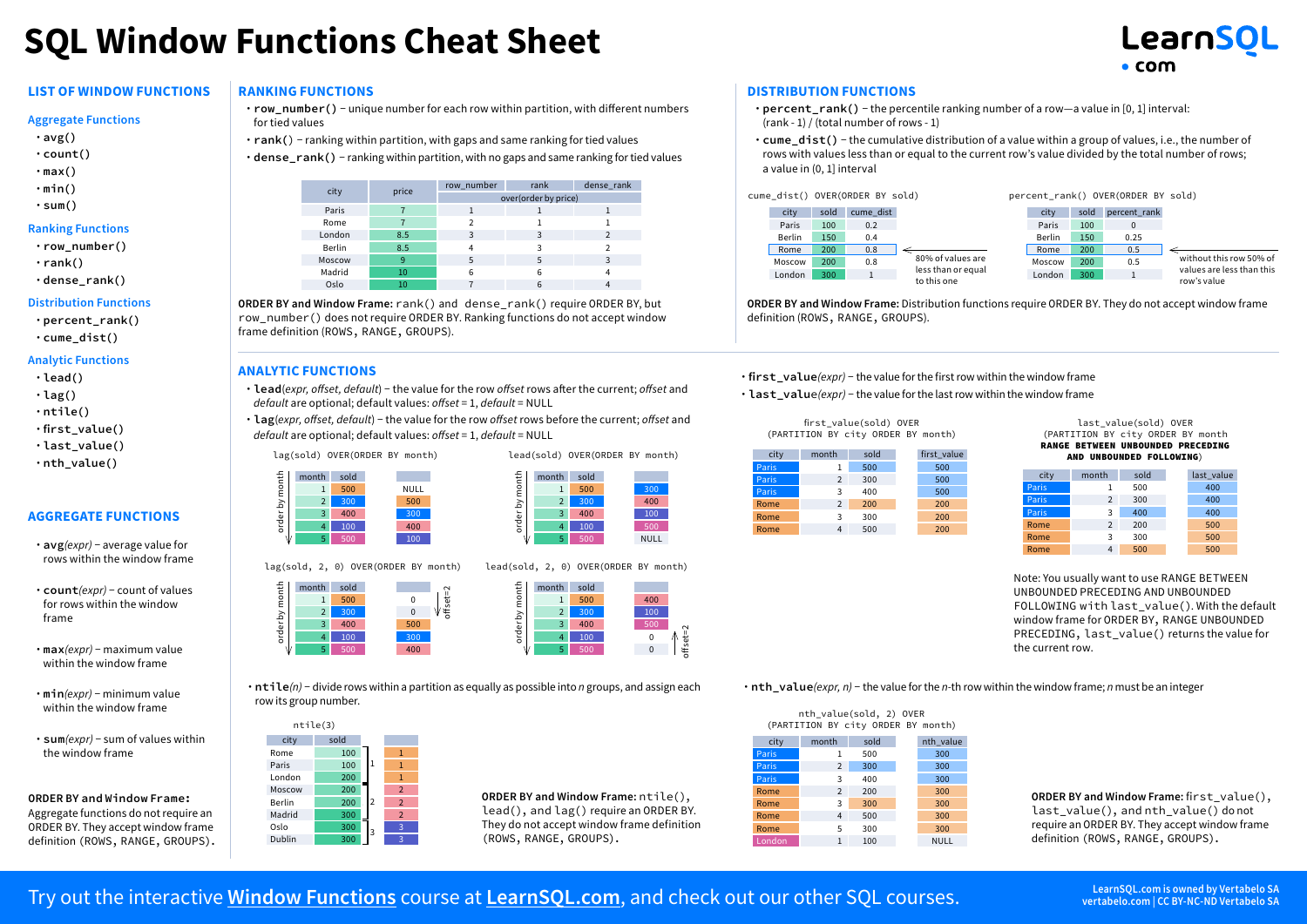# SQL Window Functions Cheat Sheet

LearnSQL.com

## LIST OF WINDOW FUNCTIONS

### Aggregate Functions

- avg()
- count()
- max()
- min()
- sum()

### Ranking Functions

- row_number()
- rank()
- dense_rank()

### Distribution Functions

- percent_rank()
- cume_dist()

### Analytic Functions

- lead()
- lag()
- ntile()
- first_value()
- last_value()
- nth_value()

## AGGREGATE FUNCTIONS

- **avg**(*expr*) – average value for rows within the window frame
- **count**(*expr*) – count of values for rows within the window frame
- **max**(*expr*) – maximum value within the window frame
- **min**(*expr*) – minimum value within the window frame
- **sum**(*expr*) – sum of values within the window frame

**ORDER BY and Window Frame:** Aggregate functions do not require an ORDER BY. They accept window frame definition (ROWS, RANGE, GROUPS).

## RANKING FUNCTIONS

- **row_number()** – unique number for each row within partition, with different numbers for tied values
- **rank()** – ranking within partition, with gaps and same ranking for tied values
- **dense_rank()** – ranking within partition, with no gaps and same ranking for tied values

| city | price | row_number | rank | dense_rank |
|---|---|---|---|---|
| | | over(order by price) | | |
| Paris | 7 | 1 | 1 | 1 |
| Rome | 7 | 2 | 1 | 1 |
| London | 8.5 | 3 | 3 | 2 |
| Berlin | 8.5 | 4 | 3 | 2 |
| Moscow | 9 | 5 | 5 | 3 |
| Madrid | 10 | 6 | 6 | 4 |
| Oslo | 10 | 7 | 6 | 4 |

**ORDER BY and Window Frame:** rank() and dense_rank() require ORDER BY, but row_number() does not require ORDER BY. Ranking functions do not accept window frame definition (ROWS, RANGE, GROUPS).

## DISTRIBUTION FUNCTIONS

- **percent_rank()** – the percentile ranking number of a row—a value in [0, 1] interval: (rank - 1) / (total number of rows - 1)
- **cume_dist()** – the cumulative distribution of a value within a group of values, i.e., the number of rows with values less than or equal to the current row's value divided by the total number of rows; a value in (0, 1] interval

```
cume_dist() OVER(ORDER BY sold)
```

| city | sold | cume_dist |
|---|---|---|
| Paris | 100 | 0.2 |
| Berlin | 150 | 0.4 |
| Rome | 200 | 0.8 |
| Moscow | 200 | 0.8 |
| London | 300 | 1 |

80% of values are less than or equal to this one

```
percent_rank() OVER(ORDER BY sold)
```

| city | sold | percent_rank |
|---|---|---|
| Paris | 100 | 0 |
| Berlin | 150 | 0.25 |
| Rome | 200 | 0.5 |
| Moscow | 200 | 0.5 |
| London | 300 | 1 |

without this row 50% of values are less than this row's value

**ORDER BY and Window Frame:** Distribution functions require ORDER BY. They do not accept window frame definition (ROWS, RANGE, GROUPS).

## ANALYTIC FUNCTIONS

- **lead**(*expr, offset, default*) – the value for the row *offset* rows after the current; *offset* and *default* are optional; default values: *offset* = 1, *default* = NULL
- **lag**(*expr, offset, default*) – the value for the row *offset* rows before the current; *offset* and *default* are optional; default values: *offset* = 1, *default* = NULL

```
lag(sold) OVER(ORDER BY month)
```

| month | sold | |
|---|---|---|
| 1 | 500 | NULL |
| 2 | 300 | 500 |
| 3 | 400 | 300 |
| 4 | 100 | 400 |
| 5 | 500 | 100 |

```
lead(sold) OVER(ORDER BY month)
```

| month | sold | |
|---|---|---|
| 1 | 500 | 300 |
| 2 | 300 | 400 |
| 3 | 400 | 100 |
| 4 | 100 | 500 |
| 5 | 500 | NULL |

```
lag(sold, 2, 0) OVER(ORDER BY month)
```

| month | sold | |
|---|---|---|
| 1 | 500 | 0 |
| 2 | 300 | 0 |
| 3 | 400 | 500 |
| 4 | 100 | 300 |
| 5 | 500 | 400 |

offset=2

```
lead(sold, 2, 0) OVER(ORDER BY month)
```

| month | sold | |
|---|---|---|
| 1 | 500 | 400 |
| 2 | 300 | 100 |
| 3 | 400 | 500 |
| 4 | 100 | 0 |
| 5 | 500 | 0 |

offset=2

- **ntile**(*n*) – divide rows within a partition as equally as possible into *n* groups, and assign each row its group number.

```
ntile(3)
```

| city | sold | |
|---|---|---|
| Rome | 100 | 1 |
| Paris | 100 | 1 |
| London | 200 | 1 |
| Moscow | 200 | 2 |
| Berlin | 200 | 2 |
| Madrid | 300 | 2 |
| Oslo | 300 | 3 |
| Dublin | 300 | 3 |

**ORDER BY and Window Frame:** ntile(), lead(), and lag() require an ORDER BY. They do not accept window frame definition (ROWS, RANGE, GROUPS).

- **first_value**(*expr*) – the value for the first row within the window frame
- **last_value**(*expr*) – the value for the last row within the window frame

```
first_value(sold) OVER
(PARTITION BY city ORDER BY month)
```

| city | month | sold | first_value |
|---|---|---|---|
| Paris | 1 | 500 | 500 |
| Paris | 2 | 300 | 500 |
| Paris | 3 | 400 | 500 |
| Rome | 2 | 200 | 200 |
| Rome | 3 | 300 | 200 |
| Rome | 4 | 500 | 200 |

```
last_value(sold) OVER
(PARTITION BY city ORDER BY month
RANGE BETWEEN UNBOUNDED PRECEDING
AND UNBOUNDED FOLLOWING)
```

| city | month | sold | last_value |
|---|---|---|---|
| Paris | 1 | 500 | 400 |
| Paris | 2 | 300 | 400 |
| Paris | 3 | 400 | 400 |
| Rome | 2 | 200 | 500 |
| Rome | 3 | 300 | 500 |
| Rome | 4 | 500 | 500 |

Note: You usually want to use RANGE BETWEEN UNBOUNDED PRECEDING AND UNBOUNDED FOLLOWING with last_value(). With the default window frame for ORDER BY, RANGE UNBOUNDED PRECEDING, last_value() returns the value for the current row.

- **nth_value**(*expr, n*) – the value for the *n*-th row within the window frame; *n* must be an integer

```
nth_value(sold, 2) OVER
(PARTITION BY city ORDER BY month)
```

| city | month | sold | nth_value |
|---|---|---|---|
| Paris | 1 | 500 | 300 |
| Paris | 2 | 300 | 300 |
| Paris | 3 | 400 | 300 |
| Rome | 2 | 200 | 300 |
| Rome | 3 | 300 | 300 |
| Rome | 4 | 500 | 300 |
| Rome | 5 | 300 | 300 |
| London | 1 | 100 | NULL |

**ORDER BY and Window Frame:** first_value(), last_value(), and nth_value() do not require an ORDER BY. They accept window frame definition (ROWS, RANGE, GROUPS).

Try out the interactive **Window Functions** course at **LearnSQL.com**, and check out our other SQL courses.

LearnSQL.com is owned by Vertabelo SA
vertabelo.com | CC BY-NC-ND Vertabelo SA